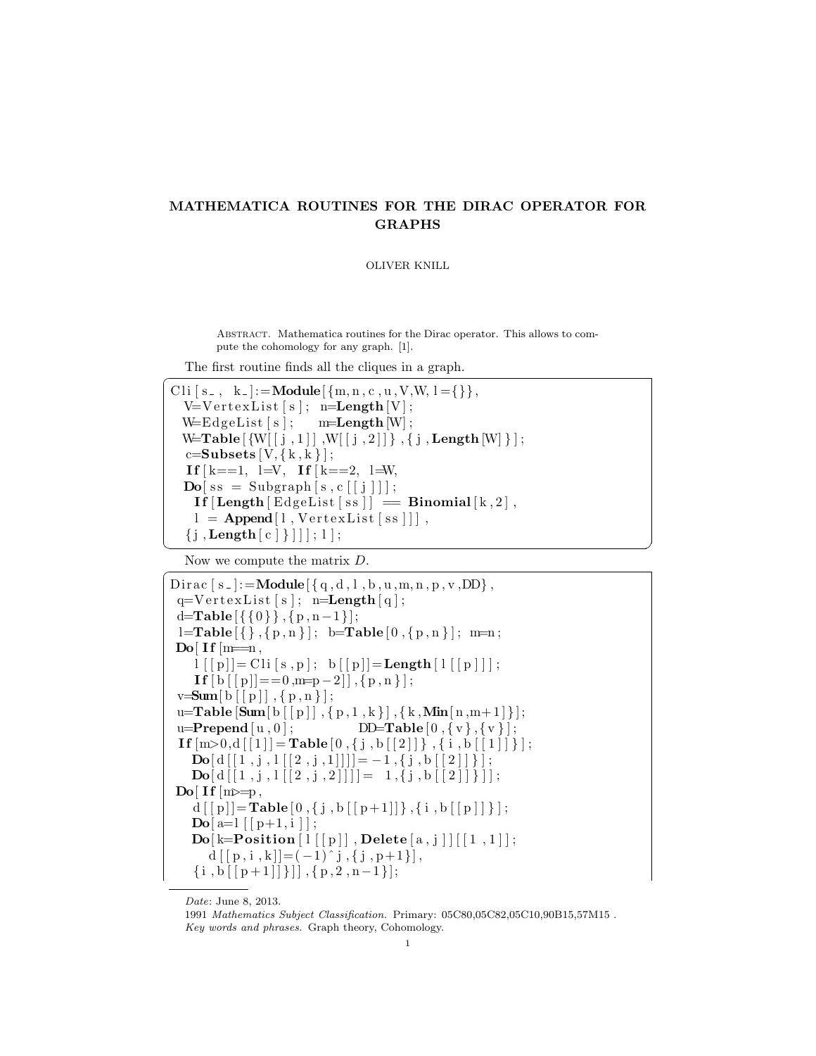# MATHEMATICA ROUTINES FOR THE DIRAC OPERATOR FOR GRAPHS

OLIVER KNILL

Abstract. Mathematica routines for the Dirac operator. This allows to compute the cohomology for any graph. [1].

The first routine finds all the cliques in a graph.

```
Cli[s_, k_]:=Module[{m,n,c,u,V,W,l={}},
  V=VertexList[s]; n=Length[V];
  W=EdgeList[s];    m=Length[W];
  W=Table[{W[[j,1]],W[[j,2]]},{j,Length[W]}];
  c=Subsets[V,{k,k}];
  If[k==1, l=V, If[k==2, l=W,
  Do[ss = Subgraph[s,c[[j]]];
    If[Length[EdgeList[ss]] == Binomial[k,2],
    l = Append[l,VertexList[ss]]],
  {j,Length[c]}]]]; l];
```

Now we compute the matrix $D$.

```
Dirac[s_]:=Module[{q,d,l,b,u,m,n,p,v,DD},
 q=VertexList[s]; n=Length[q];
 d=Table[{{0}},{p,n-1}];
 l=Table[{},{p,n}]; b=Table[0,{p,n}]; m=n;
 Do[If[m==n,
    l[[p]]=Cli[s,p]; b[[p]]=Length[l[[p]]];
    If[b[[p]]==0,m=p-2]],{p,n}];
 v=Sum[b[[p]],{p,n}];
 u=Table[Sum[b[[p]],{p,1,k}],{k,Min[n,m+1]}];
 u=Prepend[u,0];              DD=Table[0,{v},{v}];
 If[m>0,d[[1]]=Table[0,{j,b[[2]]},{i,b[[1]]}];
    Do[d[[1,j,l[[2,j,1]]]]=-1,{j,b[[2]]}];
    Do[d[[1,j,l[[2,j,2]]]]= 1,{j,b[[2]]}]];
 Do[If[m>=p,
    d[[p]]=Table[0,{j,b[[p+1]]},{i,b[[p]]}];
    Do[a=l[[p+1,i]];
    Do[k=Position[l[[p]],Delete[a,j]][[1,1]];
       d[[p,i,k]]=(-1)^j,{j,p+1}],
    {i,b[[p+1]]}]],{p,2,n-1}];
```

*Date*: June 8, 2013.

1991 *Mathematics Subject Classification.* Primary: 05C80,05C82,05C10,90B15,57M15 .

*Key words and phrases.* Graph theory, Cohomology.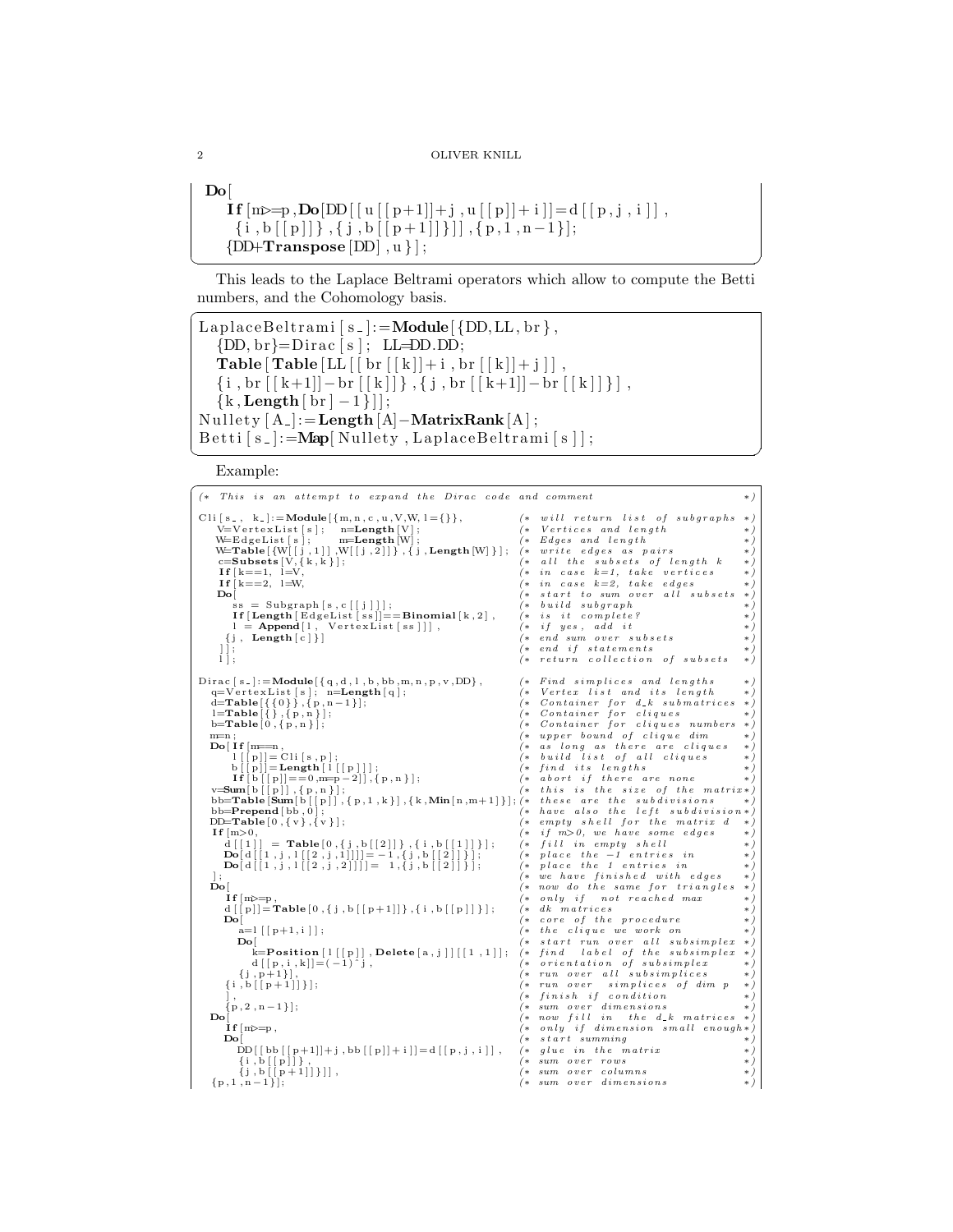```
Do[
   If[m>=p,Do[DD[[u[[p+1]]+j,u[[p]]+i]]=d[[p,j,i]],
    {i,b[[p]]},{j,b[[p+1]]}]],{p,1,n-1}];
   {DD+Transpose[DD],u}];
```

This leads to the Laplace Beltrami operators which allow to compute the Betti numbers, and the Cohomology basis.

```
LaplaceBeltrami[s_]:=Module[{DD,LL,br},
   {DD,br}=Dirac[s]; LL=DD.DD;
   Table[Table[LL[[br[[k]]+i,br[[k]]+j]],
   {i,br[[k+1]]-br[[k]]},{j,br[[k+1]]-br[[k]]}],
   {k,Length[br]-1}]];
Nullety[A_]:=Length[A]-MatrixRank[A];
Betti[s_]:=Map[Nullety,LaplaceBeltrami[s]];
```

Example:

```
(* This is an attempt to expand the Dirac code and comment                    *)

Cli[s_, k_]:=Module[{m,n,c,u,V,W,l={}},              (* will return list of subgraphs *)
   V=VertexList[s];   n=Length[V];                    (* Vertices and length           *)
   W=EdgeList[s];     m=Length[W];                    (* Edges and length              *)
   W=Table[{W[[j,1]],W[[j,2]]}},{j,Length[W]}];      (* write edges as pairs          *)
   c=Subsets[V,{k,k}];                                (* all the subsets of length k   *)
   If[k==1, l=V,                                      (* in case k=1, take vertices    *)
   If[k==2, l=W,                                      (* in case k=2, take edges       *)
   Do[                                                (* start to sum over all subsets *)
      ss = Subgraph[s,c[[j]]];                        (* build subgraph                *)
      If[Length[EdgeList[ss]]==Binomial[k,2],         (* is it complete?               *)
      l = Append[l, VertexList[ss]]],                 (* if yes, add it                *)
    {j, Length[c]}]                                   (* end sum over subsets          *)
   ]];                                                (* end if statements             *)
   l];                                                (* return collection of subsets  *)

Dirac[s_]:=Module[{q,d,l,b,bb,m,n,p,v,DD},           (* Find simplices and lengths    *)
  q=VertexList[s]; n=Length[q];                       (* Vertex list and its length    *)
  d=Table[{{0}},{p,n-1}];                             (* Container for d_k submatrices *)
  l=Table[{},{p,n}];                                  (* Container for cliques         *)
  b=Table[0,{p,n}];                                   (* Container for cliques numbers *)
  m=n;                                                (* upper bound of clique dim     *)
  Do[If[m==n,                                         (* as long as there are cliques  *)
     l[[p]]=Cli[s,p];                                 (* build list of all cliques     *)
     b[[p]]=Length[l[[p]]];                           (* find its lengths              *)
     If[b[[p]]==0,m=p-2]],{p,n}];                     (* abort if there are none       *)
  v=Sum[b[[p]],{p,n}];                                (* this is the size of the matrix*)
  bb=Table[Sum[b[[p]],{p,1,k}],{k,Min[n,m+1]}];       (* these are the subdivisions    *)
  bb=Prepend[bb,0];                                   (* have also the left subdivision*)
  DD=Table[0,{v},{v}];                                (* empty shell for the matrix d  *)
  If[m>0,                                             (* if m>0, we have some edges    *)
    d[[1]] = Table[0,{j,b[[2]]},{i,b[[1]]}];          (* fill in empty shell           *)
    Do[d[[1,j,l[[2,j,1]]]]=-1,{j,b[[2]]}];            (* place the -1 entries in       *)
    Do[d[[1,j,l[[2,j,2]]]]= 1,{j,b[[2]]}];            (* place the 1 entries in        *)
  ];                                                  (* we have finished with edges   *)
  Do[                                                 (* now do the same for triangles *)
    If[m>=p,                                          (* only if  not reached max      *)
    d[[p]]=Table[0,{j,b[[p+1]]},{i,b[[p]]}];          (* dk matrices                   *)
    Do[                                               (* core of the procedure         *)
      a=l[[p+1,i]];                                   (* the clique we work on         *)
      Do[                                             (* start run over all subsimplex *)
         k=Position[l[[p]],Delete[a,j]][[1,1]];       (* find  label of the subsimplex *)
         d[[p,i,k]]=(-1)^j,                           (* orientation of subsimplex     *)
      {j,p+1}],                                       (* run over all subsimplices     *)
    {i,b[[p+1]]}];                                    (* run over  simplices of dim p  *)
    ],                                                (* finish if condition           *)
    {p,2,n-1}];                                       (* sum over dimensions           *)
  Do[                                                 (* now fill in  the d_k matrices *)
    If[m>=p,                                          (* only if dimension small enough*)
    Do[                                               (* start summing                 *)
      DD[[bb[[p+1]]+j,bb[[p]]+i]]=d[[p,j,i]],         (* glue in the matrix            *)
      {i,b[[p]]},                                     (* sum over rows                 *)
      {j,b[[p+1]]}]],                                 (* sum over columns              *)
  {p,1,n-1}];                                         (* sum over dimensions           *)
```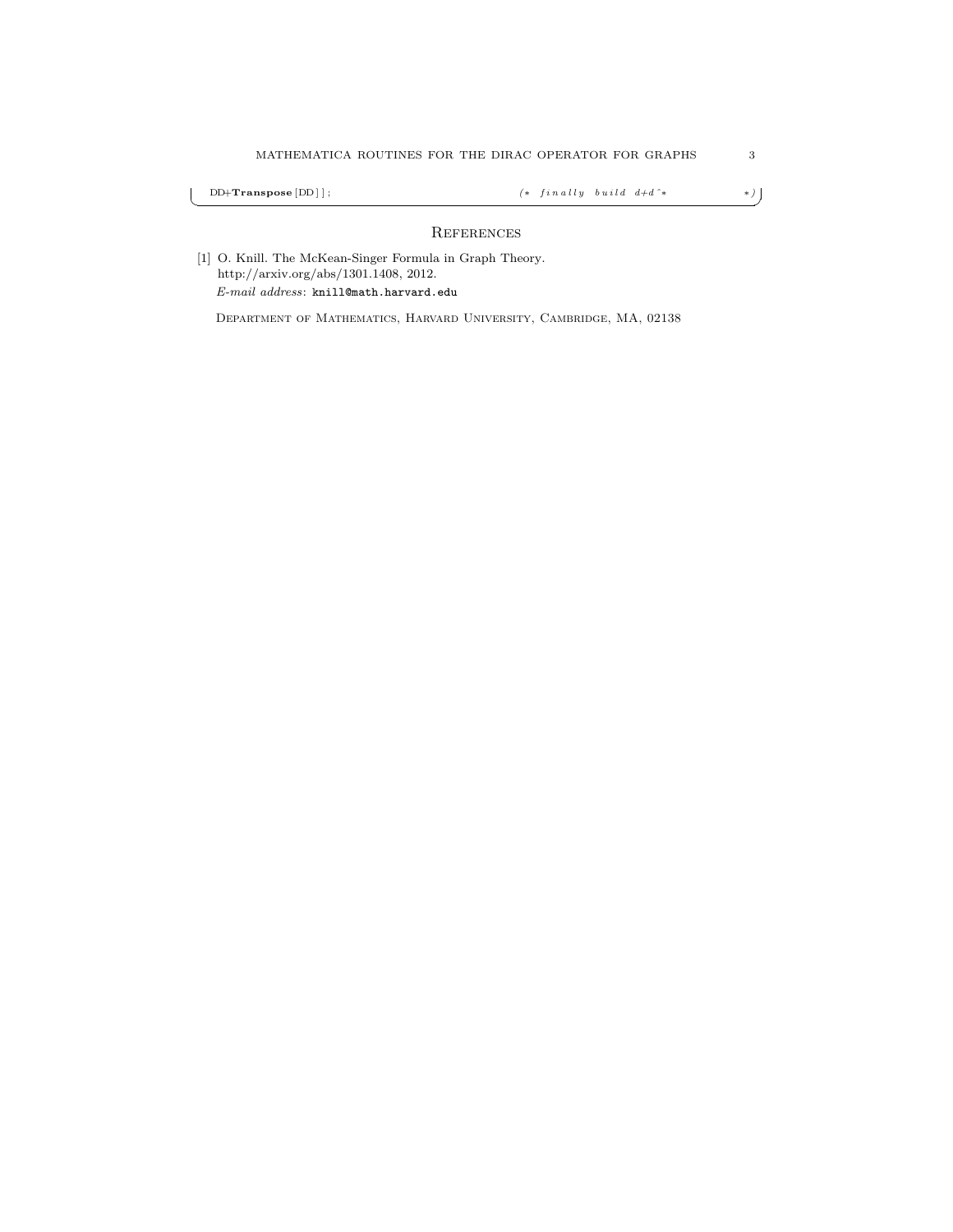```
DD+Transpose[DD]];                                  (* finally build d+d^*          *)
```

## References

[1] O. Knill. The McKean-Singer Formula in Graph Theory. http://arxiv.org/abs/1301.1408, 2012.

*E-mail address*: knill@math.harvard.edu

Department of Mathematics, Harvard University, Cambridge, MA, 02138